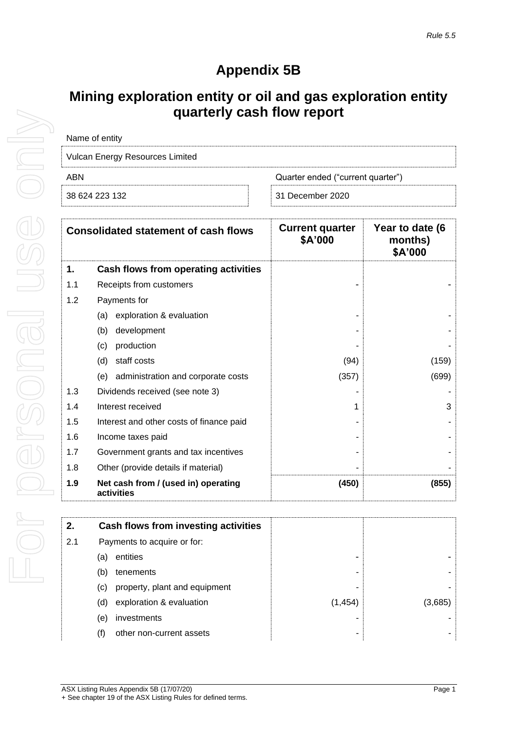*Rule 5.5*

# Appendix 5B

## Mining exploration entity or oil and gas exploration entity quarterly cash flow report

| Name of entity | |
|---|---|
| Vulcan Energy Resources Limited | |
| **ABN** | **Quarter ended ("current quarter")** |
| 38 624 223 132 | 31 December 2020 |

| | Consolidated statement of cash flows | Current quarter $A'000 | Year to date (6 months) $A'000 |
|---|---|---|---|
| **1.** | **Cash flows from operating activities** | | |
| 1.1 | Receipts from customers | - | - |
| 1.2 | Payments for | | |
| | (a) exploration & evaluation | - | - |
| | (b) development | - | - |
| | (c) production | - | - |
| | (d) staff costs | (94) | (159) |
| | (e) administration and corporate costs | (357) | (699) |
| 1.3 | Dividends received (see note 3) | - | - |
| 1.4 | Interest received | 1 | 3 |
| 1.5 | Interest and other costs of finance paid | - | - |
| 1.6 | Income taxes paid | - | - |
| 1.7 | Government grants and tax incentives | - | - |
| 1.8 | Other (provide details if material) | - | - |
| **1.9** | **Net cash from / (used in) operating activities** | **(450)** | **(855)** |

| | | | |
|---|---|---|---|
| **2.** | **Cash flows from investing activities** | | |
| 2.1 | Payments to acquire or for: | | |
| | (a) entities | - | - |
| | (b) tenements | - | - |
| | (c) property, plant and equipment | - | - |
| | (d) exploration & evaluation | (1,454) | (3,685) |
| | (e) investments | - | - |
| | (f) other non-current assets | - | - |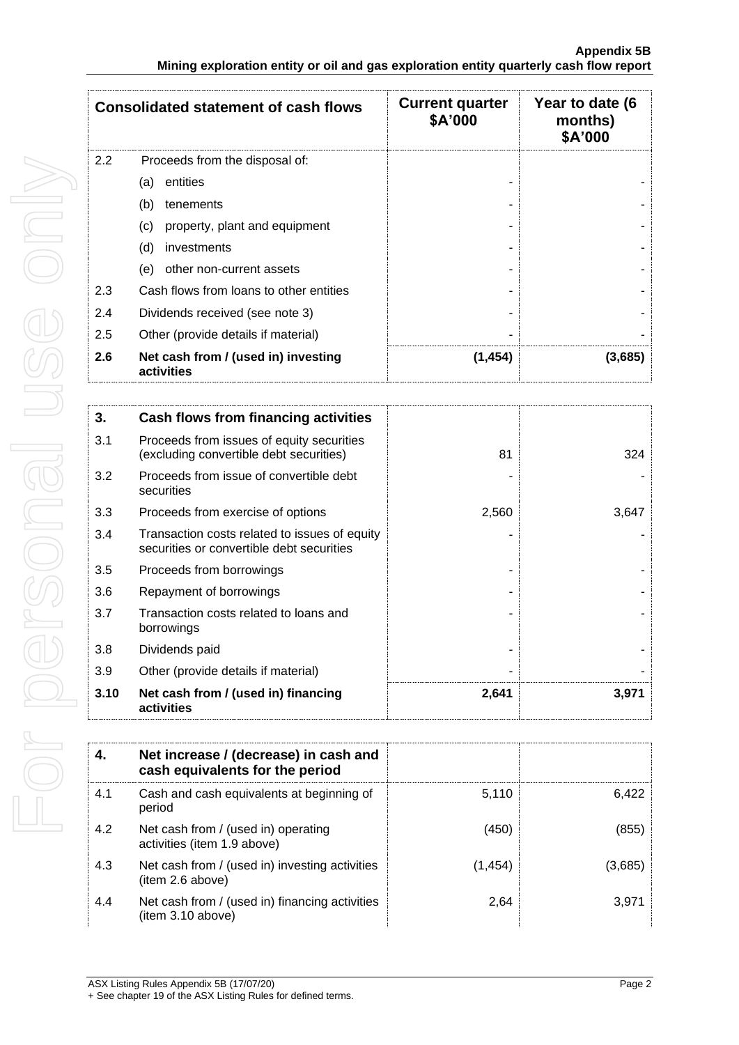| Consolidated statement of cash flows | | Current quarter $A'000 | Year to date (6 months) $A'000 |
|---|---|---|---|
| 2.2 | Proceeds from the disposal of: | | |
| | (a) entities | - | - |
| | (b) tenements | - | - |
| | (c) property, plant and equipment | - | - |
| | (d) investments | - | - |
| | (e) other non-current assets | - | - |
| 2.3 | Cash flows from loans to other entities | - | - |
| 2.4 | Dividends received (see note 3) | - | - |
| 2.5 | Other (provide details if material) | - | - |
| **2.6** | **Net cash from / (used in) investing activities** | **(1,454)** | **(3,685)** |

| **3.** | **Cash flows from financing activities** | | |
|---|---|---|---|
| 3.1 | Proceeds from issues of equity securities (excluding convertible debt securities) | 81 | 324 |
| 3.2 | Proceeds from issue of convertible debt securities | - | - |
| 3.3 | Proceeds from exercise of options | 2,560 | 3,647 |
| 3.4 | Transaction costs related to issues of equity securities or convertible debt securities | - | - |
| 3.5 | Proceeds from borrowings | - | - |
| 3.6 | Repayment of borrowings | - | - |
| 3.7 | Transaction costs related to loans and borrowings | - | - |
| 3.8 | Dividends paid | - | - |
| 3.9 | Other (provide details if material) | - | - |
| **3.10** | **Net cash from / (used in) financing activities** | **2,641** | **3,971** |

| **4.** | **Net increase / (decrease) in cash and cash equivalents for the period** | | |
|---|---|---|---|
| 4.1 | Cash and cash equivalents at beginning of period | 5,110 | 6,422 |
| 4.2 | Net cash from / (used in) operating activities (item 1.9 above) | (450) | (855) |
| 4.3 | Net cash from / (used in) investing activities (item 2.6 above) | (1,454) | (3,685) |
| 4.4 | Net cash from / (used in) financing activities (item 3.10 above) | 2,64 | 3,971 |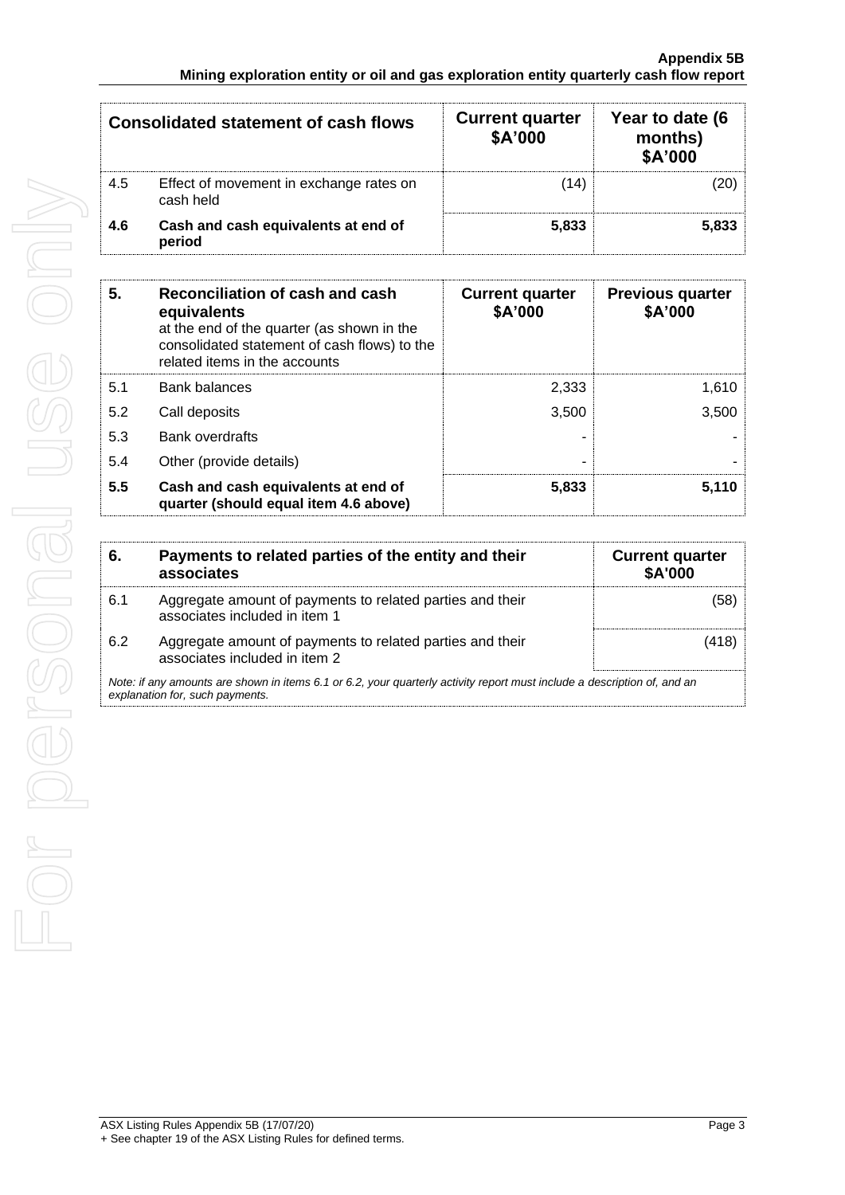| Consolidated statement of cash flows | | Current quarter $A'000 | Year to date (6 months) $A'000 |
|---|---|---|---|
| 4.5 | Effect of movement in exchange rates on cash held | (14) | (20) |
| **4.6** | **Cash and cash equivalents at end of period** | **5,833** | **5,833** |

| **5.** | **Reconciliation of cash and cash equivalents** at the end of the quarter (as shown in the consolidated statement of cash flows) to the related items in the accounts | **Current quarter $A'000** | **Previous quarter $A'000** |
|---|---|---|---|
| 5.1 | Bank balances | 2,333 | 1,610 |
| 5.2 | Call deposits | 3,500 | 3,500 |
| 5.3 | Bank overdrafts | - | - |
| 5.4 | Other (provide details) | - | - |
| **5.5** | **Cash and cash equivalents at end of quarter (should equal item 4.6 above)** | **5,833** | **5,110** |

| **6.** | **Payments to related parties of the entity and their associates** | **Current quarter $A'000** |
|---|---|---|
| 6.1 | Aggregate amount of payments to related parties and their associates included in item 1 | (58) |
| 6.2 | Aggregate amount of payments to related parties and their associates included in item 2 | (418) |

*Note: if any amounts are shown in items 6.1 or 6.2, your quarterly activity report must include a description of, and an explanation for, such payments.*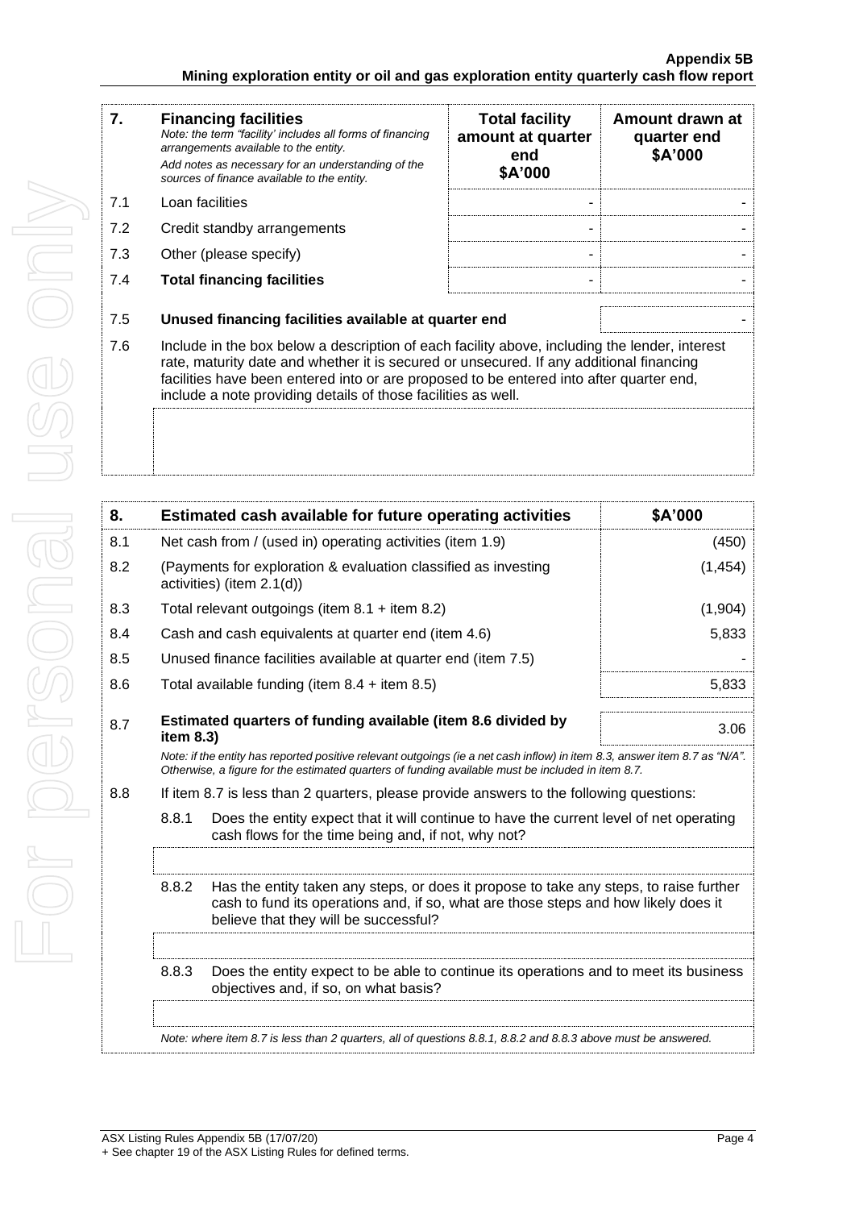| 7. | Financing facilities *Note: the term "facility' includes all forms of financing arrangements available to the entity.* *Add notes as necessary for an understanding of the sources of finance available to the entity.* | Total facility amount at quarter end $A'000 | Amount drawn at quarter end $A'000 |
|---|---|---|---|
| 7.1 | Loan facilities | - | - |
| 7.2 | Credit standby arrangements | - | - |
| 7.3 | Other (please specify) | - | - |
| 7.4 | **Total financing facilities** | - | - |
| 7.5 | **Unused financing facilities available at quarter end** | | - |
| 7.6 | Include in the box below a description of each facility above, including the lender, interest rate, maturity date and whether it is secured or unsecured. If any additional financing facilities have been entered into or are proposed to be entered into after quarter end, include a note providing details of those facilities as well. | | |
| | | | |

| 8. | Estimated cash available for future operating activities | $A'000 |
|---|---|---|
| 8.1 | Net cash from / (used in) operating activities (item 1.9) | (450) |
| 8.2 | (Payments for exploration & evaluation classified as investing activities) (item 2.1(d)) | (1,454) |
| 8.3 | Total relevant outgoings (item 8.1 + item 8.2) | (1,904) |
| 8.4 | Cash and cash equivalents at quarter end (item 4.6) | 5,833 |
| 8.5 | Unused finance facilities available at quarter end (item 7.5) | - |
| 8.6 | Total available funding (item 8.4 + item 8.5) | 5,833 |
| 8.7 | **Estimated quarters of funding available (item 8.6 divided by item 8.3)** | 3.06 |

*Note: if the entity has reported positive relevant outgoings (ie a net cash inflow) in item 8.3, answer item 8.7 as "N/A". Otherwise, a figure for the estimated quarters of funding available must be included in item 8.7.*

8.8 If item 8.7 is less than 2 quarters, please provide answers to the following questions:

8.8.1 Does the entity expect that it will continue to have the current level of net operating cash flows for the time being and, if not, why not?

8.8.2 Has the entity taken any steps, or does it propose to take any steps, to raise further cash to fund its operations and, if so, what are those steps and how likely does it believe that they will be successful?

8.8.3 Does the entity expect to be able to continue its operations and to meet its business objectives and, if so, on what basis?

*Note: where item 8.7 is less than 2 quarters, all of questions 8.8.1, 8.8.2 and 8.8.3 above must be answered.*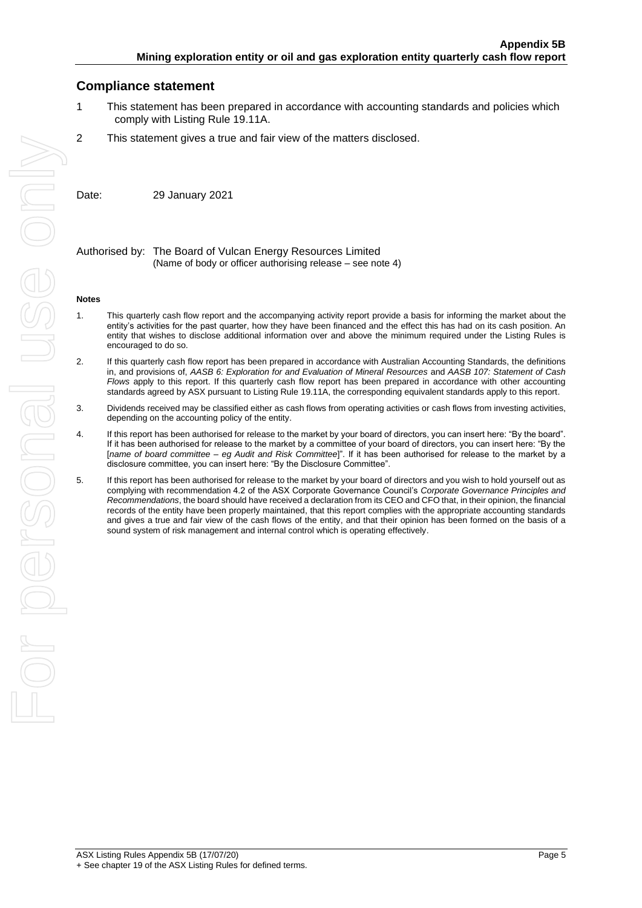## Compliance statement

1 This statement has been prepared in accordance with accounting standards and policies which comply with Listing Rule 19.11A.

2 This statement gives a true and fair view of the matters disclosed.

Date: 29 January 2021

Authorised by: The Board of Vulcan Energy Resources Limited
(Name of body or officer authorising release – see note 4)

**Notes**

1. This quarterly cash flow report and the accompanying activity report provide a basis for informing the market about the entity's activities for the past quarter, how they have been financed and the effect this has had on its cash position. An entity that wishes to disclose additional information over and above the minimum required under the Listing Rules is encouraged to do so.
2. If this quarterly cash flow report has been prepared in accordance with Australian Accounting Standards, the definitions in, and provisions of, *AASB 6: Exploration for and Evaluation of Mineral Resources* and *AASB 107: Statement of Cash Flows* apply to this report. If this quarterly cash flow report has been prepared in accordance with other accounting standards agreed by ASX pursuant to Listing Rule 19.11A, the corresponding equivalent standards apply to this report.
3. Dividends received may be classified either as cash flows from operating activities or cash flows from investing activities, depending on the accounting policy of the entity.
4. If this report has been authorised for release to the market by your board of directors, you can insert here: "By the board". If it has been authorised for release to the market by a committee of your board of directors, you can insert here: "By the [*name of board committee – eg Audit and Risk Committee*]". If it has been authorised for release to the market by a disclosure committee, you can insert here: "By the Disclosure Committee".
5. If this report has been authorised for release to the market by your board of directors and you wish to hold yourself out as complying with recommendation 4.2 of the ASX Corporate Governance Council's *Corporate Governance Principles and Recommendations*, the board should have received a declaration from its CEO and CFO that, in their opinion, the financial records of the entity have been properly maintained, that this report complies with the appropriate accounting standards and gives a true and fair view of the cash flows of the entity, and that their opinion has been formed on the basis of a sound system of risk management and internal control which is operating effectively.